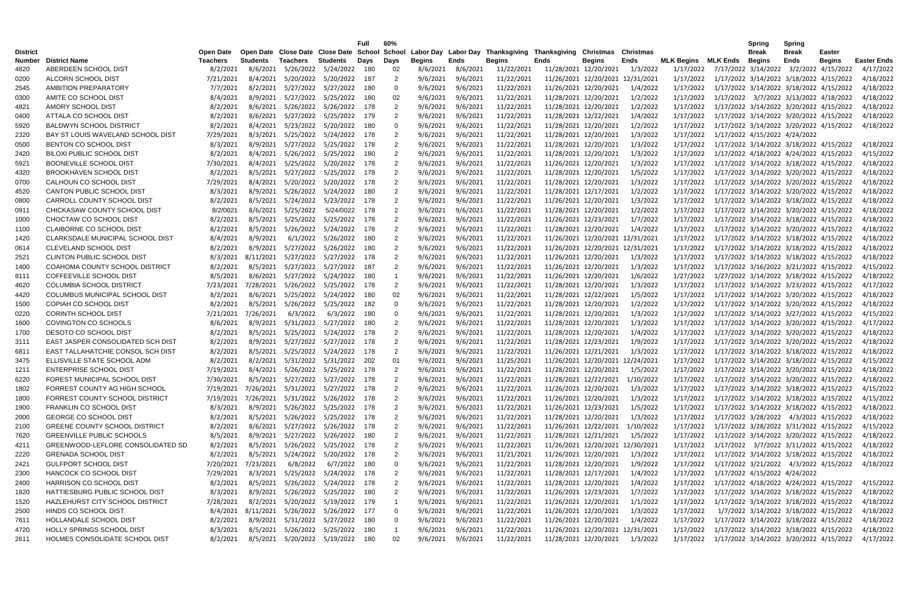| District Number | District Name | Open Date Teachers | Open Date Students | Close Date Teachers | Close Date Students | Full School Days | 60% School Days | Labor Day Begins | Labor Day Ends | Thanksgiving Begins | Thanksgiving Ends | Christmas Begins | Christmas Ends | MLK Begins | MLK Ends | Spring Break Begins | Spring Break Ends | Easter Begins | Easter Ends |
|---|---|---|---|---|---|---|---|---|---|---|---|---|---|---|---|---|---|---|---|
| 4820 | ABERDEEN SCHOOL DIST | 8/2/2021 | 8/6/2021 | 5/26/2022 | 5/24/2022 | 180 | 02 | 8/6/2021 | 8/6/2021 | 11/22/2021 | 11/28/2021 | 12/20/2021 | 1/3/2022 | 1/17/2022 | 7/17/2022 | 3/14/2022 | 3/2/2022 | 4/15/2022 | 4/17/2022 |
| 0200 | ALCORN SCHOOL DIST | 7/21/2021 | 8/4/2021 | 5/20/2022 | 5/20/2022 | 187 | 2 | 9/6/2021 | 9/6/2021 | 11/22/2021 | 11/26/2021 | 12/20/2021 | 12/31/2021 | 1/17/2022 | 1/17/2022 | 3/14/2022 | 3/18/2022 | 4/15/2022 | 4/18/2022 |
| 2545 | AMBITION PREPARATORY | 7/7/2021 | 8/2/2021 | 5/27/2022 | 5/27/2022 | 180 | 0 | 9/6/2021 | 9/6/2021 | 11/22/2021 | 11/26/2021 | 12/20/2021 | 1/4/2022 | 1/17/2022 | 1/17/2022 | 3/14/2022 | 3/18/2022 | 4/15/2022 | 4/18/2022 |
| 0300 | AMITE CO SCHOOL DIST | 8/4/2021 | 8/9/2021 | 5/27/2022 | 5/25/2022 | 180 | 02 | 9/6/2021 | 9/6/2021 | 11/22/2021 | 11/28/2021 | 12/20/2021 | 1/2/2022 | 1/17/2022 | 1/17/2022 | 3/7/2022 | 3/13/2022 | 4/18/2022 | 4/18/2022 |
| 4821 | AMORY SCHOOL DIST | 8/2/2021 | 8/6/2021 | 5/26/2022 | 5/26/2022 | 178 | 2 | 9/6/2021 | 9/6/2021 | 11/22/2021 | 11/28/2021 | 12/20/2021 | 1/2/2022 | 1/17/2022 | 1/17/2022 | 3/14/2022 | 3/20/2022 | 4/15/2022 | 4/18/2022 |
| 0400 | ATTALA CO SCHOOL DIST | 8/2/2021 | 8/6/2021 | 5/27/2022 | 5/25/2022 | 179 | 2 | 9/6/2021 | 9/6/2021 | 11/22/2021 | 11/28/2021 | 12/22/2021 | 1/4/2022 | 1/17/2022 | 1/17/2022 | 3/14/2022 | 3/20/2022 | 4/15/2022 | 4/18/2022 |
| 5920 | BALDWYN SCHOOL DISTRICT | 8/2/2021 | 8/4/2021 | 5/23/2022 | 5/20/2022 | 180 | 0 | 9/6/2021 | 9/6/2021 | 11/22/2021 | 11/28/2021 | 12/20/2021 | 1/2/2022 | 1/17/2022 | 1/17/2022 | 3/14/2022 | 3/20/2022 | 4/15/2022 | 4/18/2022 |
| 2320 | BAY ST LOUIS WAVELAND SCHOOL DIST | 7/29/2021 | 8/3/2021 | 5/25/2022 | 5/24/2022 | 178 | 2 | 9/6/2021 | 9/6/2021 | 11/22/2021 | 11/28/2021 | 12/20/2021 | 1/3/2022 | 1/17/2022 | 1/17/2022 | 4/15/2022 | 4/24/2022 | | |
| 0500 | BENTON CO SCHOOL DIST | 8/3/2021 | 8/9/2021 | 5/27/2022 | 5/25/2022 | 178 | 2 | 9/6/2021 | 9/6/2021 | 11/22/2021 | 11/28/2021 | 12/20/2021 | 1/3/2022 | 1/17/2022 | 1/17/2022 | 3/14/2022 | 3/18/2022 | 4/15/2022 | 4/18/2022 |
| 2420 | BILOXI PUBLIC SCHOOL DIST | 8/2/2021 | 8/4/2021 | 5/26/2022 | 5/25/2022 | 180 | 2 | 9/6/2021 | 9/6/2021 | 11/22/2021 | 11/28/2021 | 12/20/2021 | 1/3/2022 | 1/17/2022 | 1/17/2022 | 4/18/2022 | 4/24/2022 | 4/15/2022 | 4/15/2022 |
| 5921 | BOONEVILLE SCHOOL DIST | 7/30/2021 | 8/4/2021 | 5/25/2022 | 5/20/2022 | 178 | 2 | 9/6/2021 | 9/6/2021 | 11/22/2021 | 11/26/2021 | 12/20/2021 | 1/3/2022 | 1/17/2022 | 1/17/2022 | 3/14/2022 | 3/18/2022 | 4/15/2022 | 4/18/2022 |
| 4320 | BROOKHAVEN SCHOOL DIST | 8/2/2021 | 8/5/2021 | 5/27/2022 | 5/25/2022 | 178 | 2 | 9/6/2021 | 9/6/2021 | 11/22/2021 | 11/28/2021 | 12/20/2021 | 1/5/2022 | 1/17/2022 | 1/17/2022 | 3/14/2022 | 3/20/2022 | 4/15/2022 | 4/18/2022 |
| 0700 | CALHOUN CO SCHOOL DIST | 7/29/2021 | 8/4/2021 | 5/20/2022 | 5/20/2022 | 178 | 2 | 9/6/2021 | 9/6/2021 | 11/22/2021 | 11/28/2021 | 12/20/2021 | 1/3/2022 | 1/17/2022 | 1/17/2022 | 3/14/2022 | 3/20/2022 | 4/15/2022 | 4/18/2022 |
| 4520 | CANTON PUBLIC SCHOOL DIST | 8/3/2021 | 8/9/2021 | 5/26/2022 | 5/24/2022 | 180 | 2 | 9/6/2021 | 9/6/2021 | 11/22/2021 | 11/28/2021 | 12/17/2021 | 1/2/2022 | 1/17/2022 | 1/17/2022 | 3/14/2022 | 3/20/2022 | 4/15/2022 | 4/18/2022 |
| 0800 | CARROLL COUNTY SCHOOL DIST | 8/2/2021 | 8/5/2021 | 5/24/2022 | 5/23/2022 | 178 | 2 | 9/6/2021 | 9/6/2021 | 11/22/2021 | 11/26/2021 | 12/20/2021 | 1/3/2022 | 1/17/2022 | 1/17/2022 | 3/14/2022 | 3/18/2022 | 4/15/2022 | 4/18/2022 |
| 0911 | CHICKASAW COUNTY SCHOOL DIST | 8/2/0021 | 8/6/2021 | 5/25/2022 | 5/24/0022 | 178 | 2 | 9/6/2021 | 9/6/2021 | 11/22/2021 | 11/28/2021 | 12/20/2021 | 1/2/2022 | 1/17/2022 | 1/17/2022 | 3/14/2022 | 3/20/2022 | 4/15/2022 | 4/18/2022 |
| 1000 | CHOCTAW CO SCHOOL DIST | 8/2/2021 | 8/5/2021 | 5/25/2022 | 5/25/2022 | 178 | 2 | 9/6/2021 | 9/6/2021 | 11/22/2021 | 11/26/2021 | 12/23/2021 | 1/7/2022 | 1/17/2022 | 1/17/2022 | 3/14/2022 | 3/18/2022 | 4/15/2022 | 4/18/2022 |
| 1100 | CLAIBORNE CO SCHOOL DIST | 8/2/2021 | 8/5/2021 | 5/26/2022 | 5/24/2022 | 178 | 2 | 9/6/2021 | 9/6/2021 | 11/22/2021 | 11/28/2021 | 12/20/2021 | 1/4/2022 | 1/17/2022 | 1/17/2022 | 3/14/2022 | 3/20/2022 | 4/15/2022 | 4/18/2022 |
| 1420 | CLARKSDALE MUNICIPAL SCHOOL DIST | 8/4/2021 | 8/9/2021 | 6/1/2022 | 5/26/2022 | 180 | 2 | 9/6/2021 | 9/6/2021 | 11/22/2021 | 11/26/2021 | 12/20/2021 | 12/31/2021 | 1/17/2022 | 1/17/2022 | 3/14/2022 | 3/18/2022 | 4/15/2022 | 4/18/2022 |
| 0614 | CLEVELAND SCHOOL DIST | 8/2/2021 | 8/9/2021 | 5/27/2022 | 5/26/2022 | 180 | 2 | 9/6/2021 | 9/6/2021 | 11/22/2021 | 11/26/2021 | 12/20/2021 | 12/31/2021 | 1/17/2022 | 1/17/2022 | 3/14/2022 | 3/18/2022 | 4/15/2022 | 4/18/2022 |
| 2521 | CLINTON PUBLIC SCHOOL DIST | 8/3/2021 | 8/11/2021 | 5/27/2022 | 5/27/2022 | 178 | 2 | 9/6/2021 | 9/6/2021 | 11/22/2021 | 11/26/2021 | 12/20/2021 | 1/3/2022 | 1/17/2022 | 1/17/2022 | 3/14/2022 | 3/18/2022 | 4/15/2022 | 4/18/2022 |
| 1400 | COAHOMA COUNTY SCHOOL DISTRICT | 8/2/2021 | 8/5/2021 | 5/27/2022 | 5/27/2022 | 187 | 2 | 9/6/2021 | 9/6/2021 | 11/22/2021 | 11/26/2021 | 12/20/2021 | 1/3/2022 | 1/17/2022 | 1/17/2022 | 3/16/2022 | 3/21/2022 | 4/15/2022 | 4/15/2022 |
| 8111 | COFFEEVILLE SCHOOL DIST | 8/5/2021 | 8/6/2021 | 5/27/2022 | 5/24/2022 | 180 | 1 | 9/6/2021 | 9/6/2021 | 11/22/2021 | 11/26/2021 | 12/20/2021 | 1/6/2022 | 1/27/2022 | 1/27/2022 | 3/14/2022 | 3/18/2022 | 4/15/2022 | 4/18/2022 |
| 4620 | COLUMBIA SCHOOL DISTRICT | 7/23/2021 | 7/28/2021 | 5/26/2022 | 5/25/2022 | 178 | 2 | 9/6/2021 | 9/6/2021 | 11/22/2021 | 11/28/2021 | 12/20/2021 | 1/3/2022 | 1/17/2022 | 1/17/2022 | 3/14/2022 | 3/23/2022 | 4/15/2022 | 4/17/2022 |
| 4420 | COLUMBUS MUNICIPAL SCHOOL DIST | 8/2/2021 | 8/6/2021 | 5/25/2022 | 5/24/2022 | 180 | 02 | 9/6/2021 | 9/6/2021 | 11/22/2021 | 11/28/2021 | 12/22/2021 | 1/5/2022 | 1/17/2022 | 1/17/2022 | 3/14/2022 | 3/20/2022 | 4/15/2022 | 4/18/2022 |
| 1500 | COPIAH CO SCHOOL DIST | 8/2/2021 | 8/5/2021 | 5/26/2022 | 5/25/2022 | 182 | 0 | 9/6/2021 | 9/6/2021 | 11/22/2021 | 11/28/2021 | 12/20/2021 | 1/2/2022 | 1/17/2022 | 1/17/2022 | 3/14/2022 | 3/20/2022 | 4/15/2022 | 4/18/2022 |
| 0220 | CORINTH SCHOOL DIST | 7/21/2021 | 7/26/2021 | 6/3/2022 | 6/3/2022 | 180 | 0 | 9/6/2021 | 9/6/2021 | 11/22/2021 | 11/28/2021 | 12/20/2021 | 1/3/2022 | 1/17/2022 | 1/17/2022 | 3/14/2022 | 3/27/2022 | 4/15/2022 | 4/15/2022 |
| 1600 | COVINGTON CO SCHOOLS | 8/6/2021 | 8/9/2021 | 5/31/2022 | 5/27/2022 | 180 | 2 | 9/6/2021 | 9/6/2021 | 11/22/2021 | 11/28/2021 | 12/20/2021 | 1/3/2022 | 1/17/2022 | 1/17/2022 | 3/14/2022 | 3/20/2022 | 4/15/2022 | 4/17/2022 |
| 1700 | DESOTO CO SCHOOL DIST | 8/2/2021 | 8/5/2021 | 5/25/2022 | 5/24/2022 | 178 | 2 | 9/6/2021 | 9/6/2021 | 11/22/2021 | 11/28/2021 | 12/20/2021 | 1/4/2022 | 1/17/2022 | 1/17/2022 | 3/14/2022 | 3/20/2022 | 4/15/2022 | 4/18/2022 |
| 3111 | EAST JASPER CONSOLIDATED SCH DIST | 8/2/2021 | 8/9/2021 | 5/27/2022 | 5/27/2022 | 178 | 2 | 9/6/2021 | 9/6/2021 | 11/22/2021 | 11/28/2021 | 12/23/2021 | 1/9/2022 | 1/17/2022 | 1/17/2022 | 3/14/2022 | 3/20/2022 | 4/15/2022 | 4/18/2022 |
| 6811 | EAST TALLAHATCHIE CONSOL SCH DIST | 8/2/2021 | 8/5/2021 | 5/25/2022 | 5/24/2022 | 178 | 2 | 9/6/2021 | 9/6/2021 | 11/22/2021 | 11/26/2021 | 12/21/2021 | 1/3/2022 | 1/17/2022 | 1/17/2022 | 3/14/2022 | 3/18/2022 | 4/15/2022 | 4/18/2022 |
| 3475 | ELLISVILLE STATE SCHOOL ADM | 8/2/2021 | 8/2/2021 | 5/31/2022 | 5/31/2022 | 202 | 01 | 9/6/2021 | 9/6/2021 | 11/25/2021 | 11/26/2021 | 12/20/2021 | 12/24/2021 | 1/17/2022 | 1/17/2022 | 3/14/2022 | 3/18/2022 | 4/15/2022 | 4/15/2022 |
| 1211 | ENTERPRISE SCHOOL DIST | 7/19/2021 | 8/4/2021 | 5/26/2022 | 5/25/2022 | 178 | 2 | 9/6/2021 | 9/6/2021 | 11/22/2021 | 11/28/2021 | 12/20/2021 | 1/5/2022 | 1/17/2022 | 1/17/2022 | 3/14/2022 | 3/20/2022 | 4/15/2022 | 4/18/2022 |
| 6220 | FOREST MUNICIPAL SCHOOL DIST | 7/30/2021 | 8/5/2021 | 5/27/2022 | 5/27/2022 | 178 | 2 | 9/6/2021 | 9/6/2021 | 11/22/2021 | 11/28/2021 | 12/22/2021 | 1/10/2022 | 1/17/2022 | 1/17/2022 | 3/14/2022 | 3/20/2022 | 4/15/2022 | 4/18/2022 |
| 1802 | FORREST COUNTY AG HIGH SCHOOL | 7/19/2021 | 7/26/2021 | 5/31/2022 | 5/27/2022 | 178 | 2 | 9/6/2021 | 9/6/2021 | 11/22/2021 | 11/26/2021 | 12/20/2021 | 1/3/2022 | 1/17/2022 | 1/17/2022 | 3/14/2022 | 3/18/2022 | 4/15/2022 | 4/15/2022 |
| 1800 | FORREST COUNTY SCHOOL DISTRICT | 7/19/2021 | 7/26/2021 | 5/31/2022 | 5/26/2022 | 178 | 2 | 9/6/2021 | 9/6/2021 | 11/22/2021 | 11/26/2021 | 12/20/2021 | 1/3/2022 | 1/17/2022 | 1/17/2022 | 3/14/2022 | 3/18/2022 | 4/15/2022 | 4/15/2022 |
| 1900 | FRANKLIN CO SCHOOL DIST | 8/3/2021 | 8/9/2021 | 5/26/2022 | 5/25/2022 | 178 | 2 | 9/6/2021 | 9/6/2021 | 11/22/2021 | 11/26/2021 | 12/23/2021 | 1/5/2022 | 1/17/2022 | 1/17/2022 | 3/14/2022 | 3/18/2022 | 4/15/2022 | 4/18/2022 |
| 2000 | GEORGE CO SCHOOL DIST | 8/2/2021 | 8/5/2021 | 5/26/2022 | 5/25/2022 | 178 | 2 | 9/6/2021 | 9/6/2021 | 11/22/2021 | 11/28/2021 | 12/20/2021 | 1/3/2022 | 1/17/2022 | 1/17/2022 | 3/28/2022 | 4/3/2022 | 4/15/2022 | 4/18/2022 |
| 2100 | GREENE COUNTY SCHOOL DISTRICT | 8/2/2021 | 8/6/2021 | 5/27/2022 | 5/26/2022 | 178 | 2 | 9/6/2021 | 9/6/2021 | 11/22/2021 | 11/26/2021 | 12/22/2021 | 1/10/2022 | 1/17/2022 | 1/17/2022 | 3/28/2022 | 3/31/2022 | 4/15/2022 | 4/15/2022 |
| 7620 | GREENVILLE PUBLIC SCHOOLS | 8/5/2021 | 8/9/2021 | 5/27/2022 | 5/26/2022 | 180 | 2 | 9/6/2021 | 9/6/2021 | 11/22/2021 | 11/28/2021 | 12/21/2021 | 1/5/2022 | 1/17/2022 | 1/17/2022 | 3/14/2022 | 3/20/2022 | 4/15/2022 | 4/18/2022 |
| 4211 | GREENWOOD-LEFLORE CONSOLIDATED SD | 8/2/2021 | 8/5/2021 | 5/26/2022 | 5/25/2022 | 178 | 2 | 9/6/2021 | 9/6/2021 | 11/22/2021 | 11/26/2021 | 12/20/2021 | 12/30/2021 | 1/17/2022 | 1/17/2022 | 3/7/2022 | 3/11/2022 | 4/15/2022 | 4/18/2022 |
| 2220 | GRENADA SCHOOL DIST | 8/2/2021 | 8/5/2021 | 5/24/2022 | 5/20/2022 | 178 | 2 | 9/6/2021 | 9/6/2021 | 11/21/2021 | 11/26/2021 | 12/20/2021 | 1/3/2022 | 1/17/2022 | 1/17/2022 | 3/14/2022 | 3/18/2022 | 4/15/2022 | 4/18/2022 |
| 2421 | GULFPORT SCHOOL DIST | 7/20/2021 | 7/23/2021 | 6/8/2022 | 6/7/2022 | 180 | 0 | 9/6/2021 | 9/6/2021 | 11/22/2021 | 11/28/2021 | 12/20/2021 | 1/9/2022 | 1/17/2022 | 1/17/2022 | 3/21/2022 | 4/3/2022 | 4/15/2022 | 4/18/2022 |
| 2300 | HANCOCK CO SCHOOL DIST | 7/29/2021 | 8/3/2021 | 5/25/2022 | 5/24/2022 | 178 | 2 | 9/6/2021 | 9/6/2021 | 11/22/2021 | 11/28/2021 | 12/17/2021 | 1/4/2022 | 1/17/2022 | 1/17/2022 | 4/15/2022 | 4/24/2022 | | |
| 2400 | HARRISON CO SCHOOL DIST | 8/2/2021 | 8/5/2021 | 5/26/2022 | 5/24/2022 | 178 | 2 | 9/6/2021 | 9/6/2021 | 11/22/2021 | 11/28/2021 | 12/20/2021 | 1/4/2022 | 1/17/2022 | 1/17/2022 | 4/18/2022 | 4/24/2022 | 4/15/2022 | 4/15/2022 |
| 1820 | HATTIESBURG PUBLIC SCHOOL DIST | 8/3/2021 | 8/9/2021 | 5/26/2022 | 5/25/2022 | 180 | 2 | 9/6/2021 | 9/6/2021 | 11/22/2021 | 11/26/2021 | 12/23/2021 | 1/7/2022 | 1/17/2022 | 1/17/2022 | 3/14/2022 | 3/18/2022 | 4/15/2022 | 4/18/2022 |
| 1520 | HAZLEHURST CITY SCHOOL DISTRICT | 7/28/2021 | 8/2/2021 | 5/20/2022 | 5/19/2022 | 179 | 1 | 9/6/2021 | 9/6/2021 | 11/22/2021 | 11/26/2021 | 12/20/2021 | 1/1/2022 | 1/17/2022 | 1/17/2022 | 3/14/2022 | 3/18/2022 | 4/15/2022 | 4/18/2022 |
| 2500 | HINDS CO SCHOOL DIST | 8/4/2021 | 8/11/2021 | 5/26/2022 | 5/26/2022 | 177 | 0 | 9/6/2021 | 9/6/2021 | 11/22/2021 | 11/26/2021 | 12/20/2021 | 1/3/2022 | 1/17/2022 | 1/7/2022 | 3/14/2022 | 3/18/2022 | 4/15/2022 | 4/18/2022 |
| 7611 | HOLLANDALE SCHOOL DIST | 8/2/2021 | 8/9/2021 | 5/31/2022 | 5/27/2022 | 180 | 0 | 9/6/2021 | 9/6/2021 | 11/22/2021 | 11/26/2021 | 12/20/2021 | 1/4/2022 | 1/17/2022 | 1/17/2022 | 3/14/2022 | 3/18/2022 | 4/15/2022 | 4/18/2022 |
| 4720 | HOLLY SPRINGS SCHOOL DIST | 8/3/2021 | 8/5/2021 | 5/26/2022 | 5/25/2022 | 180 | 1 | 9/6/2021 | 9/6/2021 | 11/22/2021 | 11/26/2021 | 12/20/2021 | 12/31/2021 | 1/17/2022 | 1/17/2022 | 3/14/2022 | 3/18/2022 | 4/15/2022 | 4/18/2022 |
| 2611 | HOLMES CONSOLIDATE SCHOOL DIST | 8/2/2021 | 8/5/2021 | 5/20/2022 | 5/19/2022 | 180 | 02 | 9/6/2021 | 9/6/2021 | 11/22/2021 | 11/28/2021 | 12/20/2021 | 1/3/2022 | 1/17/2022 | 1/17/2022 | 3/14/2022 | 3/20/2022 | 4/15/2022 | 4/17/2022 |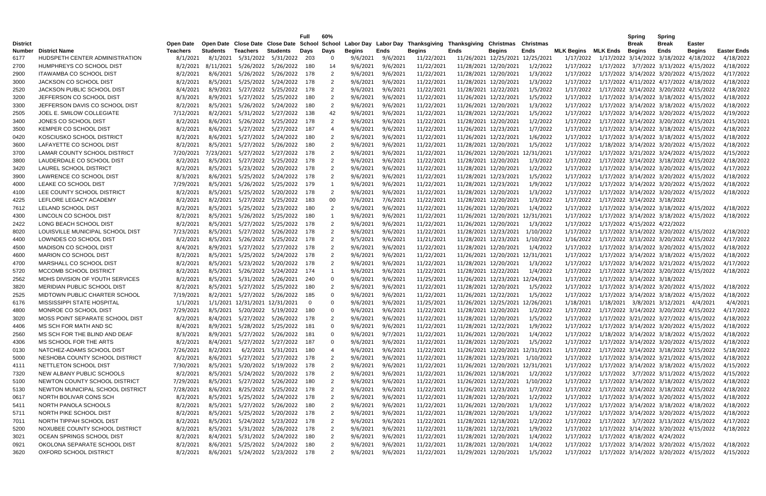| District Number | District Name | Open Date Teachers | Open Date Students | Close Date Teachers | Close Date Students | Full School Days | 60% School Days | Labor Day Begins | Labor Day Ends | Thanksgiving Begins | Thanksgiving Ends | Christmas Begins | Christmas Ends | MLK Begins | MLK Ends | Spring Break Begins | Spring Break Ends | Easter Begins | Easter Ends |
|---|---|---|---|---|---|---|---|---|---|---|---|---|---|---|---|---|---|---|---|
| 6177 | HUDSPETH CENTER ADMINISTRATION | 8/1/2021 | 8/1/2021 | 5/31/2022 | 5/31/2022 | 203 | 0 | 9/6/2021 | 9/6/2021 | 11/22/2021 | 11/26/2021 | 12/25/2021 | 12/25/2021 | 1/17/2022 | 1/17/2022 | 3/14/2022 | 3/18/2022 | 4/18/2022 | 4/18/2022 |
| 2700 | HUMPHREYS CO SCHOOL DIST | 8/2/2021 | 8/11/2021 | 5/26/2022 | 5/26/2022 | 180 | 14 | 9/6/2021 | 9/6/2021 | 11/22/2021 | 11/28/2021 | 12/20/2021 | 1/2/2022 | 1/17/2022 | 1/17/2022 | 3/7/2022 | 3/13/2022 | 4/15/2022 | 4/18/2022 |
| 2900 | ITAWAMBA CO SCHOOL DIST | 8/2/2021 | 8/6/2021 | 5/26/2022 | 5/26/2022 | 178 | 2 | 9/6/2021 | 9/6/2021 | 11/22/2021 | 11/28/2021 | 12/20/2021 | 1/3/2022 | 1/17/2022 | 1/17/2022 | 3/14/2022 | 3/20/2022 | 4/15/2022 | 4/17/2022 |
| 3000 | JACKSON CO SCHOOL DIST | 8/2/2021 | 8/5/2021 | 5/25/2022 | 5/24/2022 | 178 | 2 | 9/6/2021 | 9/6/2021 | 11/22/2021 | 11/28/2021 | 12/20/2021 | 1/3/2022 | 1/17/2022 | 1/17/2022 | 4/11/2022 | 4/17/2022 | 4/18/2022 | 4/18/2022 |
| 2520 | JACKSON PUBLIC SCHOOL DIST | 8/4/2021 | 8/9/2021 | 5/27/2022 | 5/25/2022 | 178 | 2 | 9/6/2021 | 9/6/2021 | 11/22/2021 | 11/28/2021 | 12/22/2021 | 1/5/2022 | 1/17/2022 | 1/17/2022 | 3/14/2022 | 3/20/2022 | 4/15/2022 | 4/18/2022 |
| 3200 | JEFFERSON CO SCHOOL DIST | 8/3/2021 | 8/9/2021 | 5/27/2022 | 5/25/2022 | 180 | 2 | 9/6/2021 | 9/6/2021 | 11/22/2021 | 11/26/2021 | 12/22/2021 | 1/5/2022 | 1/17/2022 | 1/17/2022 | 3/14/2022 | 3/18/2022 | 4/15/2022 | 4/18/2022 |
| 3300 | JEFFERSON DAVIS CO SCHOOL DIST | 8/2/2021 | 8/5/2021 | 5/26/2022 | 5/24/2022 | 180 | 2 | 9/6/2021 | 9/6/2021 | 11/22/2021 | 11/26/2021 | 12/20/2021 | 1/3/2022 | 1/17/2022 | 1/17/2022 | 3/14/2022 | 3/18/2022 | 4/15/2022 | 4/18/2022 |
| 2505 | JOEL E. SMILOW COLLEGIATE | 7/12/2021 | 8/2/2021 | 5/31/2022 | 5/27/2022 | 138 | 42 | 9/6/2021 | 9/6/2021 | 11/22/2021 | 11/28/2021 | 12/22/2021 | 1/5/2022 | 1/17/2022 | 1/17/2022 | 3/14/2022 | 3/20/2022 | 4/15/2022 | 4/19/2022 |
| 3400 | JONES CO SCHOOL DIST | 8/2/2021 | 8/6/2021 | 5/26/2022 | 5/25/2022 | 178 | 2 | 9/6/2021 | 9/6/2021 | 11/22/2021 | 11/28/2021 | 12/20/2021 | 1/2/2022 | 1/17/2022 | 1/17/2022 | 3/14/2022 | 3/20/2022 | 4/15/2021 | 4/15/2021 |
| 3500 | KEMPER CO SCHOOL DIST | 8/2/2021 | 8/6/2021 | 5/27/2022 | 5/27/2022 | 187 | 4 | 9/6/2021 | 9/6/2021 | 11/22/2021 | 11/26/2021 | 12/23/2021 | 1/7/2022 | 1/17/2022 | 1/17/2022 | 3/14/2022 | 3/18/2022 | 4/15/2022 | 4/18/2022 |
| 0420 | KOSCIUSKO SCHOOL DISTRICT | 8/2/2021 | 8/6/2021 | 5/27/2022 | 5/24/2022 | 180 | 2 | 9/6/2021 | 9/6/2021 | 11/22/2021 | 11/26/2021 | 12/22/2021 | 1/6/2022 | 1/17/2022 | 1/17/2022 | 3/14/2022 | 3/18/2022 | 4/15/2022 | 4/18/2022 |
| 3600 | LAFAYETTE CO SCHOOL DIST | 8/2/2021 | 8/5/2021 | 5/27/2022 | 5/26/2022 | 180 | 2 | 9/6/2021 | 9/6/2021 | 11/22/2021 | 11/28/2021 | 12/20/2021 | 1/5/2022 | 1/17/2022 | 1/18/2022 | 3/14/2022 | 3/20/2022 | 4/15/2022 | 4/18/2022 |
| 3700 | LAMAR COUNTY SCHOOL DISTRICT | 7/20/2021 | 7/23/2021 | 5/27/2022 | 5/27/2022 | 178 | 2 | 9/6/2021 | 9/6/2021 | 11/22/2021 | 11/26/2021 | 12/20/2021 | 12/31/2021 | 1/17/2022 | 1/17/2022 | 3/21/2022 | 3/24/2022 | 4/15/2022 | 4/15/2022 |
| 3800 | LAUDERDALE CO SCHOOL DIST | 8/2/2021 | 8/5/2021 | 5/27/2022 | 5/25/2022 | 178 | 2 | 9/6/2021 | 9/6/2021 | 11/22/2021 | 11/28/2021 | 12/20/2021 | 1/3/2022 | 1/17/2022 | 1/17/2022 | 3/14/2022 | 3/18/2022 | 4/15/2022 | 4/18/2022 |
| 3420 | LAUREL SCHOOL DISTRICT | 8/2/2021 | 8/5/2021 | 5/23/2022 | 5/20/2022 | 178 | 2 | 9/6/2021 | 9/6/2021 | 11/22/2021 | 11/28/2021 | 12/20/2021 | 1/2/2022 | 1/17/2022 | 1/17/2022 | 3/14/2022 | 3/20/2022 | 4/15/2022 | 4/17/2022 |
| 3900 | LAWRENCE CO SCHOOL DIST | 8/3/2021 | 8/6/2021 | 5/25/2022 | 5/24/2022 | 178 | 2 | 9/6/2021 | 9/6/2021 | 11/22/2021 | 11/28/2021 | 12/23/2021 | 1/5/2022 | 1/17/2022 | 1/17/2022 | 3/14/2022 | 3/20/2022 | 4/15/2022 | 4/18/2022 |
| 4000 | LEAKE CO SCHOOL DIST | 7/29/2021 | 8/5/2021 | 5/26/2022 | 5/25/2022 | 179 | 1 | 9/6/2021 | 9/6/2021 | 11/22/2021 | 11/28/2021 | 12/23/2021 | 1/9/2022 | 1/17/2022 | 1/17/2022 | 3/14/2022 | 3/20/2022 | 4/15/2022 | 4/18/2022 |
| 4100 | LEE COUNTY SCHOOL DISTRICT | 8/2/2021 | 8/5/2021 | 5/25/2022 | 5/20/2022 | 178 | 2 | 9/6/2021 | 9/6/2021 | 11/22/2021 | 11/28/2021 | 12/20/2021 | 1/3/2022 | 1/17/2022 | 1/17/2022 | 3/14/2022 | 3/20/2022 | 4/15/2022 | 4/18/2022 |
| 4225 | LEFLORE LEGACY ACADEMY | 8/2/2021 | 8/2/2021 | 5/27/2022 | 5/25/2022 | 183 | 00 | 7/6/2021 | 7/6/2021 | 11/22/2021 | 11/28/2021 | 12/20/2021 | 1/3/2022 | 1/17/2022 | 1/17/2022 | 3/14/2022 | 3/18/2022 | | |
| 7612 | LELAND SCHOOL DIST | 8/2/2021 | 8/5/2021 | 5/25/2022 | 5/23/2022 | 180 | 2 | 9/6/2021 | 9/6/2021 | 11/22/2021 | 11/26/2021 | 12/20/2021 | 1/4/2022 | 1/17/2022 | 1/17/2022 | 3/14/2022 | 3/18/2022 | 4/15/2022 | 4/18/2022 |
| 4300 | LINCOLN CO SCHOOL DIST | 8/2/2021 | 8/5/2021 | 5/26/2022 | 5/25/2022 | 180 | 1 | 9/6/2021 | 9/6/2021 | 11/22/2021 | 11/26/2021 | 12/20/2021 | 12/31/2021 | 1/17/2022 | 1/17/2022 | 3/14/2022 | 3/18/2022 | 4/15/2022 | 4/18/2022 |
| 2422 | LONG BEACH SCHOOL DIST | 8/2/2021 | 8/5/2021 | 5/27/2022 | 5/25/2022 | 178 | 2 | 9/6/2021 | 9/6/2021 | 11/22/2021 | 11/26/2021 | 12/20/2021 | 1/3/2022 | 1/17/2022 | 1/17/2022 | 4/15/2022 | 4/22/2022 | | |
| 8020 | LOUISVILLE MUNICIPAL SCHOOL DIST | 7/23/2021 | 8/5/2021 | 5/27/2022 | 5/26/2022 | 178 | 2 | 9/6/2021 | 9/6/2021 | 11/22/2021 | 11/28/2021 | 12/23/2021 | 1/10/2022 | 1/17/2022 | 1/17/2022 | 3/14/2022 | 3/20/2022 | 4/15/2022 | 4/18/2022 |
| 4400 | LOWNDES CO SCHOOL DIST | 8/2/2021 | 8/5/2021 | 5/26/2022 | 5/25/2022 | 178 | 2 | 9/5/2021 | 9/6/2021 | 11/21/2021 | 11/28/2021 | 12/23/2021 | 1/10/2022 | 1/16/2022 | 1/17/2022 | 3/13/2022 | 3/20/2022 | 4/15/2022 | 4/17/2022 |
| 4500 | MADISON CO SCHOOL DIST | 8/4/2021 | 8/9/2021 | 5/27/2022 | 5/27/2022 | 178 | 2 | 9/6/2021 | 9/6/2021 | 11/22/2021 | 11/28/2021 | 12/20/2021 | 1/4/2022 | 1/17/2022 | 1/17/2022 | 3/14/2022 | 3/20/2022 | 4/15/2022 | 4/18/2022 |
| 4600 | MARION CO SCHOOL DIST | 8/2/2021 | 8/5/2021 | 5/25/2022 | 5/24/2022 | 178 | 2 | 9/6/2021 | 9/6/2021 | 11/22/2021 | 11/26/2021 | 12/20/2021 | 12/31/2021 | 1/17/2022 | 1/17/2022 | 3/14/2022 | 3/18/2022 | 4/15/2022 | 4/18/2022 |
| 4700 | MARSHALL CO SCHOOL DIST | 8/2/2021 | 8/5/2021 | 5/23/2022 | 5/20/2022 | 178 | 2 | 9/6/2021 | 9/6/2021 | 11/22/2021 | 11/28/2021 | 12/20/2021 | 1/3/2022 | 1/17/2022 | 1/17/2022 | 3/14/2022 | 3/21/2022 | 4/15/2022 | 4/17/2022 |
| 5720 | MCCOMB SCHOOL DISTRICT | 8/2/2021 | 8/5/2021 | 5/26/2022 | 5/24/2022 | 174 | 1 | 9/6/2021 | 9/6/2021 | 11/22/2021 | 11/28/2021 | 12/22/2021 | 1/4/2022 | 1/17/2022 | 1/17/2022 | 3/14/2022 | 3/20/2022 | 4/15/2022 | 4/18/2022 |
| 2562 | MDHS DIVISION OF YOUTH SERVICES | 8/2/2021 | 8/5/2021 | 5/31/2022 | 5/26/2021 | 240 | 0 | 9/6/2021 | 9/6/2021 | 11/25/2021 | 11/26/2021 | 12/23/2021 | 12/24/2021 | 1/17/2022 | 1/17/2022 | 3/14/2022 | 3/18/2022 | | |
| 3820 | MERIDIAN PUBLIC SCHOOL DIST | 8/2/2021 | 8/5/2021 | 5/27/2022 | 5/25/2022 | 180 | 2 | 9/6/2021 | 9/6/2021 | 11/22/2021 | 11/28/2021 | 12/20/2021 | 1/5/2022 | 1/17/2022 | 1/17/2022 | 3/14/2022 | 3/20/2022 | 4/15/2022 | 4/18/2022 |
| 2525 | MIDTOWN PUBLIC CHARTER SCHOOL | 7/19/2021 | 8/2/2021 | 5/27/2022 | 5/26/2022 | 185 | 0 | 9/6/2021 | 9/6/2021 | 11/22/2021 | 11/26/2021 | 12/22/2021 | 1/5/2022 | 1/17/2022 | 1/17/2022 | 3/14/2022 | 3/18/2022 | 4/15/2022 | 4/18/2022 |
| 6176 | MISSISSIPPI STATE HOSPITAL | 1/1/2021 | 1/1/2021 | 12/31/2021 | 12/31/2021 | 0 | 0 | 9/6/2021 | 9/6/2021 | 11/25/2021 | 11/26/2021 | 12/25/2021 | 12/26/2021 | 1/18/2021 | 1/18/2021 | 3/8/2021 | 3/12/2021 | 4/4/2021 | 4/4/2021 |
| 4800 | MONROE CO SCHOOL DIST | 7/29/2021 | 8/5/2021 | 5/20/2022 | 5/19/2022 | 180 | 0 | 9/6/2021 | 9/6/2021 | 11/22/2021 | 11/28/2021 | 12/20/2021 | 1/2/2022 | 1/17/2022 | 1/17/2022 | 3/14/2022 | 3/20/2022 | 4/15/2022 | 4/17/2022 |
| 3020 | MOSS POINT SEPARATE SCHOOL DIST | 8/2/2021 | 8/4/2021 | 5/27/2022 | 5/26/2022 | 178 | 2 | 9/6/2021 | 9/6/2021 | 11/22/2021 | 11/28/2021 | 12/20/2021 | 1/5/2022 | 1/17/2022 | 1/17/2022 | 3/21/2022 | 3/27/2022 | 4/15/2022 | 4/18/2022 |
| 4406 | MS SCH FOR MATH AND SC | 8/4/2021 | 8/9/2021 | 5/28/2022 | 5/25/2022 | 181 | 0 | 9/6/2021 | 9/6/2021 | 11/22/2021 | 11/28/2021 | 12/22/2021 | 1/9/2022 | 1/17/2022 | 1/17/2022 | 3/14/2022 | 3/20/2022 | 4/15/2022 | 4/18/2022 |
| 2560 | MS SCH FOR THE BLIND AND DEAF | 8/3/2021 | 8/9/2021 | 5/27/2022 | 5/26/2022 | 181 | 0 | 9/6/2021 | 9/7/2021 | 11/22/2021 | 11/26/2021 | 12/20/2021 | 1/4/2022 | 1/17/2022 | 1/18/2022 | 3/14/2022 | 3/18/2022 | 4/15/2022 | 4/18/2022 |
| 4306 | MS SCHOOL FOR THE ARTS | 8/2/2021 | 8/4/2021 | 5/27/2022 | 5/27/2022 | 187 | 0 | 9/6/2021 | 9/6/2021 | 11/22/2021 | 11/28/2021 | 12/20/2021 | 1/5/2022 | 1/17/2022 | 1/17/2022 | 3/14/2022 | 3/20/2022 | 4/15/2022 | 4/18/2022 |
| 0130 | NATCHEZ-ADAMS SCHOOL DIST | 7/26/2021 | 8/2/2021 | 6/2/2021 | 5/31/2022 | 180 | 4 | 9/6/2021 | 9/6/2021 | 11/22/2021 | 11/26/2021 | 12/20/2021 | 12/31/2021 | 1/17/2022 | 1/17/2022 | 3/14/2022 | 3/18/2022 | 5/15/2022 | 5/18/2022 |
| 5000 | NESHOBA COUNTY SCHOOL DISTRICT | 8/2/2021 | 8/6/2021 | 5/27/2022 | 5/27/2022 | 178 | 2 | 9/6/2021 | 9/6/2021 | 11/22/2021 | 11/28/2021 | 12/23/2021 | 1/10/2022 | 1/17/2022 | 1/17/2022 | 3/14/2022 | 3/21/2022 | 4/15/2022 | 4/18/2022 |
| 4111 | NETTLETON SCHOOL DIST | 7/30/2021 | 8/5/2021 | 5/20/2022 | 5/19/2022 | 178 | 2 | 9/6/2021 | 9/6/2021 | 11/22/2021 | 11/26/2021 | 12/20/2021 | 12/31/2021 | 1/17/2022 | 1/17/2022 | 3/14/2022 | 3/18/2022 | 4/15/2022 | 4/15/2022 |
| 7320 | NEW ALBANY PUBLIC SCHOOLS | 8/2/2021 | 8/5/2021 | 5/24/2022 | 5/20/2022 | 178 | 2 | 9/6/2021 | 9/6/2021 | 11/22/2021 | 11/26/2021 | 12/18/2021 | 1/2/2022 | 1/17/2022 | 1/17/2022 | 3/7/2022 | 3/11/2022 | 4/15/2022 | 4/15/2022 |
| 5100 | NEWTON COUNTY SCHOOL DISTRICT | 7/29/2021 | 8/5/2021 | 5/27/2022 | 5/26/2022 | 180 | 2 | 9/6/2021 | 9/6/2021 | 11/22/2021 | 11/26/2021 | 12/22/2021 | 1/10/2022 | 1/17/2022 | 1/17/2022 | 3/14/2022 | 3/18/2022 | 4/15/2022 | 4/18/2022 |
| 5130 | NEWTON MUNICIPAL SCHOOL DISTRICT | 7/28/2021 | 8/6/2021 | 8/25/2022 | 5/25/2022 | 178 | 2 | 9/6/2021 | 9/6/2021 | 11/22/2021 | 11/26/2021 | 12/23/2021 | 1/7/2022 | 1/17/2022 | 1/17/2022 | 3/14/2022 | 3/18/2022 | 4/15/2022 | 4/18/2022 |
| 0617 | NORTH BOLIVAR CONS SCH | 8/2/2021 | 8/5/2021 | 5/25/2022 | 5/24/2022 | 178 | 2 | 9/6/2021 | 9/6/2021 | 11/22/2021 | 11/28/2021 | 12/20/2021 | 1/2/2022 | 1/17/2022 | 1/17/2022 | 3/14/2022 | 3/20/2022 | 4/15/2022 | 4/18/2022 |
| 5411 | NORTH PANOLA SCHOOLS | 8/2/2021 | 8/5/2021 | 5/27/2022 | 5/26/2022 | 180 | 2 | 9/6/2021 | 9/6/2021 | 11/22/2021 | 11/26/2021 | 12/20/2021 | 1/3/2022 | 1/17/2022 | 1/17/2022 | 3/14/2022 | 3/18/2022 | 4/18/2022 | 4/18/2022 |
| 5711 | NORTH PIKE SCHOOL DIST | 8/2/2021 | 8/5/2021 | 5/25/2022 | 5/20/2022 | 178 | 2 | 9/6/2021 | 9/6/2021 | 11/22/2021 | 11/28/2021 | 12/20/2021 | 1/3/2022 | 1/17/2022 | 1/17/2022 | 3/14/2022 | 3/20/2022 | 4/15/2022 | 4/18/2022 |
| 7011 | NORTH TIPPAH SCHOOL DIST | 8/2/2021 | 8/5/2021 | 5/24/2022 | 5/23/2022 | 178 | 2 | 9/6/2021 | 9/6/2021 | 11/22/2021 | 11/28/2021 | 12/18/2021 | 1/2/2022 | 1/17/2022 | 1/17/2022 | 3/7/2022 | 3/13/2022 | 4/15/2022 | 4/17/2022 |
| 5200 | NOXUBEE COUNTY SCHOOL DISTRICT | 8/2/2021 | 8/5/2021 | 5/31/2022 | 5/26/2022 | 178 | 2 | 9/6/2021 | 9/6/2021 | 11/22/2021 | 11/28/2021 | 12/22/2021 | 1/9/2022 | 1/17/2022 | 1/17/2022 | 3/14/2022 | 3/20/2022 | 4/15/2022 | 4/18/2022 |
| 3021 | OCEAN SPRINGS SCHOOL DIST | 8/2/2021 | 8/4/2021 | 5/31/2022 | 5/24/2022 | 180 | 2 | 9/6/2021 | 9/6/2021 | 11/22/2021 | 11/28/2021 | 12/20/2021 | 1/4/2022 | 1/17/2022 | 1/17/2022 | 4/18/2022 | 4/24/2022 | | |
| 0921 | OKOLONA SEPARATE SCHOOL DIST | 8/2/2021 | 8/6/2021 | 5/25/2022 | 5/24/2022 | 180 | 2 | 9/6/2021 | 9/6/2021 | 11/22/2021 | 11/28/2021 | 12/20/2021 | 1/4/2022 | 1/17/2022 | 1/17/2022 | 3/14/2022 | 3/20/2022 | 4/15/2022 | 4/18/2022 |
| 3620 | OXFORD SCHOOL DISTRICT | 8/2/2021 | 8/6/2021 | 5/24/2022 | 5/23/2022 | 178 | 2 | 9/6/2021 | 9/6/2021 | 11/22/2021 | 11/29/2021 | 12/20/2021 | 1/5/2022 | 1/17/2022 | 1/17/2022 | 3/14/2022 | 3/20/2022 | 4/15/2022 | 4/15/2022 |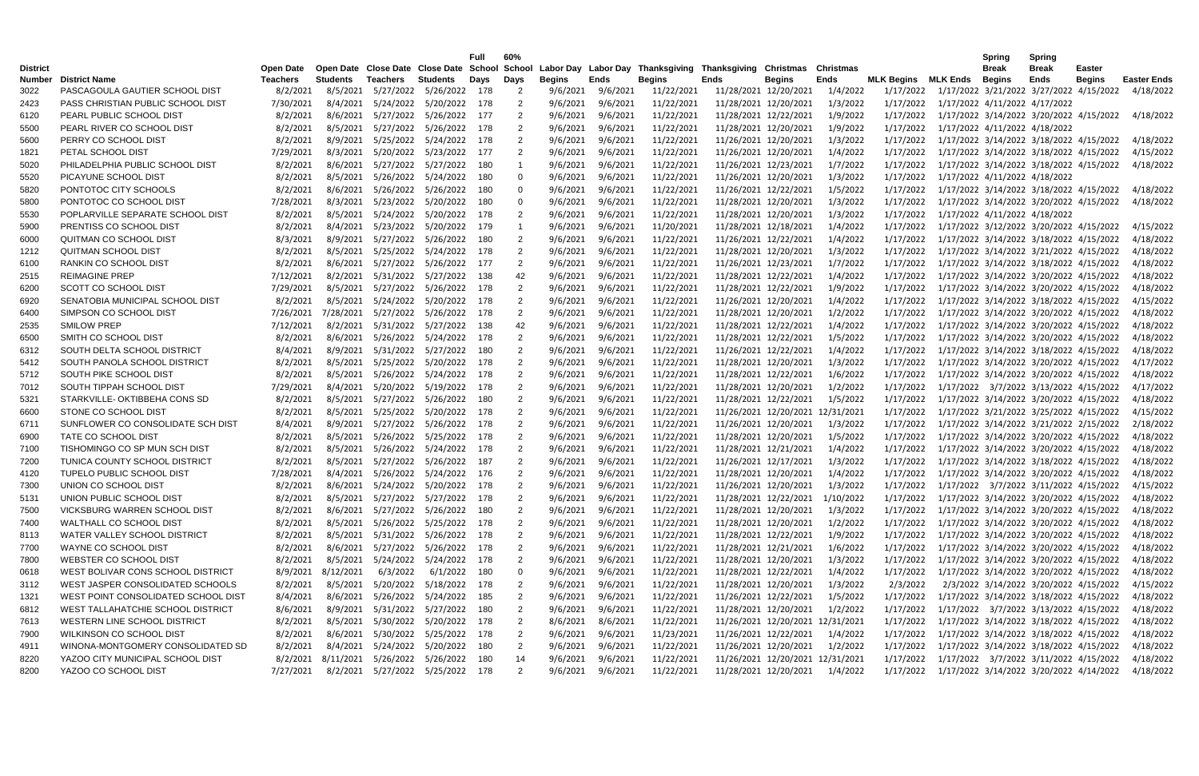| District Number | District Name | Open Date Teachers | Open Date Students | Close Date Teachers | Close Date Students | Full School Days | 60% School Days | Labor Day Begins | Labor Day Ends | Thanksgiving Begins | Thanksgiving Ends | Christmas Begins | Christmas Ends | MLK Begins | MLK Ends | Spring Break Begins | Spring Break Ends | Easter Begins | Easter Ends |
|---|---|---|---|---|---|---|---|---|---|---|---|---|---|---|---|---|---|---|---|
| 3022 | PASCAGOULA GAUTIER SCHOOL DIST | 8/2/2021 | 8/5/2021 | 5/27/2022 | 5/26/2022 | 178 | 2 | 9/6/2021 | 9/6/2021 | 11/22/2021 | 11/28/2021 | 12/20/2021 | 1/4/2022 | 1/17/2022 | 1/17/2022 | 3/21/2022 | 3/27/2022 | 4/15/2022 | 4/18/2022 |
| 2423 | PASS CHRISTIAN PUBLIC SCHOOL DIST | 7/30/2021 | 8/4/2021 | 5/24/2022 | 5/20/2022 | 178 | 2 | 9/6/2021 | 9/6/2021 | 11/22/2021 | 11/28/2021 | 12/20/2021 | 1/3/2022 | 1/17/2022 | 1/17/2022 | 4/11/2022 | 4/17/2022 | | |
| 6120 | PEARL PUBLIC SCHOOL DIST | 8/2/2021 | 8/6/2021 | 5/27/2022 | 5/26/2022 | 177 | 2 | 9/6/2021 | 9/6/2021 | 11/22/2021 | 11/28/2021 | 12/22/2021 | 1/9/2022 | 1/17/2022 | 1/17/2022 | 3/14/2022 | 3/20/2022 | 4/15/2022 | 4/18/2022 |
| 5500 | PEARL RIVER CO SCHOOL DIST | 8/2/2021 | 8/5/2021 | 5/27/2022 | 5/26/2022 | 178 | 2 | 9/6/2021 | 9/6/2021 | 11/22/2021 | 11/28/2021 | 12/20/2021 | 1/9/2022 | 1/17/2022 | 1/17/2022 | 4/11/2022 | 4/18/2022 | | |
| 5600 | PERRY CO SCHOOL DIST | 8/2/2021 | 8/9/2021 | 5/25/2022 | 5/24/2022 | 178 | 2 | 9/6/2021 | 9/6/2021 | 11/22/2021 | 11/26/2021 | 12/20/2021 | 1/3/2022 | 1/17/2022 | 1/17/2022 | 3/14/2022 | 3/18/2022 | 4/15/2022 | 4/18/2022 |
| 1821 | PETAL SCHOOL DIST | 7/29/2021 | 8/3/2021 | 5/20/2022 | 5/23/2022 | 177 | 2 | 9/6/2021 | 9/6/2021 | 11/22/2021 | 11/26/2021 | 12/20/2021 | 1/4/2022 | 1/17/2022 | 1/17/2022 | 3/14/2022 | 3/18/2022 | 4/15/2022 | 4/15/2022 |
| 5020 | PHILADELPHIA PUBLIC SCHOOL DIST | 8/2/2021 | 8/6/2021 | 5/27/2022 | 5/27/2022 | 180 | 1 | 9/6/2021 | 9/6/2021 | 11/22/2021 | 11/26/2021 | 12/23/2021 | 1/7/2022 | 1/17/2022 | 1/17/2022 | 3/14/2022 | 3/18/2022 | 4/15/2022 | 4/18/2022 |
| 5520 | PICAYUNE SCHOOL DIST | 8/2/2021 | 8/5/2021 | 5/26/2022 | 5/24/2022 | 180 | 0 | 9/6/2021 | 9/6/2021 | 11/22/2021 | 11/26/2021 | 12/20/2021 | 1/3/2022 | 1/17/2022 | 1/17/2022 | 4/11/2022 | 4/18/2022 | | |
| 5820 | PONTOTOC CITY SCHOOLS | 8/2/2021 | 8/6/2021 | 5/26/2022 | 5/26/2022 | 180 | 0 | 9/6/2021 | 9/6/2021 | 11/22/2021 | 11/26/2021 | 12/22/2021 | 1/5/2022 | 1/17/2022 | 1/17/2022 | 3/14/2022 | 3/18/2022 | 4/15/2022 | 4/18/2022 |
| 5800 | PONTOTOC CO SCHOOL DIST | 7/28/2021 | 8/3/2021 | 5/23/2022 | 5/20/2022 | 180 | 0 | 9/6/2021 | 9/6/2021 | 11/22/2021 | 11/28/2021 | 12/20/2021 | 1/3/2022 | 1/17/2022 | 1/17/2022 | 3/14/2022 | 3/20/2022 | 4/15/2022 | 4/18/2022 |
| 5530 | POPLARVILLE SEPARATE SCHOOL DIST | 8/2/2021 | 8/5/2021 | 5/24/2022 | 5/20/2022 | 178 | 2 | 9/6/2021 | 9/6/2021 | 11/22/2021 | 11/28/2021 | 12/20/2021 | 1/3/2022 | 1/17/2022 | 1/17/2022 | 4/11/2022 | 4/18/2022 | | |
| 5900 | PRENTISS CO SCHOOL DIST | 8/2/2021 | 8/4/2021 | 5/23/2022 | 5/20/2022 | 179 | 1 | 9/6/2021 | 9/6/2021 | 11/20/2021 | 11/28/2021 | 12/18/2021 | 1/4/2022 | 1/17/2022 | 1/17/2022 | 3/12/2022 | 3/20/2022 | 4/15/2022 | 4/15/2022 |
| 6000 | QUITMAN CO SCHOOL DIST | 8/3/2021 | 8/9/2021 | 5/27/2022 | 5/26/2022 | 180 | 2 | 9/6/2021 | 9/6/2021 | 11/22/2021 | 11/26/2021 | 12/22/2021 | 1/4/2022 | 1/17/2022 | 1/17/2022 | 3/14/2022 | 3/18/2022 | 4/15/2022 | 4/18/2022 |
| 1212 | QUITMAN SCHOOL DIST | 8/2/2021 | 8/5/2021 | 5/25/2022 | 5/24/2022 | 178 | 2 | 9/6/2021 | 9/6/2021 | 11/22/2021 | 11/28/2021 | 12/20/2021 | 1/3/2022 | 1/17/2022 | 1/17/2022 | 3/14/2022 | 3/21/2022 | 4/15/2022 | 4/18/2022 |
| 6100 | RANKIN CO SCHOOL DIST | 8/2/2021 | 8/6/2021 | 5/27/2022 | 5/26/2022 | 177 | 2 | 9/6/2021 | 9/6/2021 | 11/22/2021 | 11/26/2021 | 12/23/2021 | 1/7/2022 | 1/17/2022 | 1/17/2022 | 3/14/2022 | 3/18/2022 | 4/15/2022 | 4/18/2022 |
| 2515 | REIMAGINE PREP | 7/12/2021 | 8/2/2021 | 5/31/2022 | 5/27/2022 | 138 | 42 | 9/6/2021 | 9/6/2021 | 11/22/2021 | 11/28/2021 | 12/22/2021 | 1/4/2022 | 1/17/2022 | 1/17/2022 | 3/14/2022 | 3/20/2022 | 4/15/2022 | 4/18/2022 |
| 6200 | SCOTT CO SCHOOL DIST | 7/29/2021 | 8/5/2021 | 5/27/2022 | 5/26/2022 | 178 | 2 | 9/6/2021 | 9/6/2021 | 11/22/2021 | 11/28/2021 | 12/22/2021 | 1/9/2022 | 1/17/2022 | 1/17/2022 | 3/14/2022 | 3/20/2022 | 4/15/2022 | 4/18/2022 |
| 6920 | SENATOBIA MUNICIPAL SCHOOL DIST | 8/2/2021 | 8/5/2021 | 5/24/2022 | 5/20/2022 | 178 | 2 | 9/6/2021 | 9/6/2021 | 11/22/2021 | 11/26/2021 | 12/20/2021 | 1/4/2022 | 1/17/2022 | 1/17/2022 | 3/14/2022 | 3/18/2022 | 4/15/2022 | 4/15/2022 |
| 6400 | SIMPSON CO SCHOOL DIST | 7/26/2021 | 7/28/2021 | 5/27/2022 | 5/26/2022 | 178 | 2 | 9/6/2021 | 9/6/2021 | 11/22/2021 | 11/28/2021 | 12/20/2021 | 1/2/2022 | 1/17/2022 | 1/17/2022 | 3/14/2022 | 3/20/2022 | 4/15/2022 | 4/18/2022 |
| 2535 | SMILOW PREP | 7/12/2021 | 8/2/2021 | 5/31/2022 | 5/27/2022 | 138 | 42 | 9/6/2021 | 9/6/2021 | 11/22/2021 | 11/28/2021 | 12/22/2021 | 1/4/2022 | 1/17/2022 | 1/17/2022 | 3/14/2022 | 3/20/2022 | 4/15/2022 | 4/18/2022 |
| 6500 | SMITH CO SCHOOL DIST | 8/2/2021 | 8/6/2021 | 5/26/2022 | 5/24/2022 | 178 | 2 | 9/6/2021 | 9/6/2021 | 11/22/2021 | 11/28/2021 | 12/22/2021 | 1/5/2022 | 1/17/2022 | 1/17/2022 | 3/14/2022 | 3/20/2022 | 4/15/2022 | 4/18/2022 |
| 6312 | SOUTH DELTA SCHOOL DISTRICT | 8/4/2021 | 8/9/2021 | 5/31/2022 | 5/27/2022 | 180 | 2 | 9/6/2021 | 9/6/2021 | 11/22/2021 | 11/26/2021 | 12/22/2021 | 1/4/2022 | 1/17/2022 | 1/17/2022 | 3/14/2022 | 3/18/2022 | 4/15/2022 | 4/18/2022 |
| 5412 | SOUTH PANOLA SCHOOL DISTRICT | 8/2/2021 | 8/5/2021 | 5/25/2022 | 5/20/2022 | 178 | 2 | 9/6/2021 | 9/6/2021 | 11/22/2021 | 11/28/2021 | 12/20/2021 | 1/3/2022 | 1/17/2022 | 1/17/2022 | 3/14/2022 | 3/20/2022 | 4/15/2022 | 4/17/2022 |
| 5712 | SOUTH PIKE SCHOOL DIST | 8/2/2021 | 8/5/2021 | 5/26/2022 | 5/24/2022 | 178 | 2 | 9/6/2021 | 9/6/2021 | 11/22/2021 | 11/28/2021 | 12/22/2021 | 1/6/2022 | 1/17/2022 | 1/17/2022 | 3/14/2022 | 3/20/2022 | 4/15/2022 | 4/18/2022 |
| 7012 | SOUTH TIPPAH SCHOOL DIST | 7/29/2021 | 8/4/2021 | 5/20/2022 | 5/19/2022 | 178 | 2 | 9/6/2021 | 9/6/2021 | 11/22/2021 | 11/28/2021 | 12/20/2021 | 1/2/2022 | 1/17/2022 | 1/17/2022 | 3/7/2022 | 3/13/2022 | 4/15/2022 | 4/17/2022 |
| 5321 | STARKVILLE- OKTIBBEHA CONS SD | 8/2/2021 | 8/5/2021 | 5/27/2022 | 5/26/2022 | 180 | 2 | 9/6/2021 | 9/6/2021 | 11/22/2021 | 11/28/2021 | 12/22/2021 | 1/5/2022 | 1/17/2022 | 1/17/2022 | 3/14/2022 | 3/20/2022 | 4/15/2022 | 4/18/2022 |
| 6600 | STONE CO SCHOOL DIST | 8/2/2021 | 8/5/2021 | 5/25/2022 | 5/20/2022 | 178 | 2 | 9/6/2021 | 9/6/2021 | 11/22/2021 | 11/26/2021 | 12/20/2021 | 12/31/2021 | 1/17/2022 | 1/17/2022 | 3/21/2022 | 3/25/2022 | 4/15/2022 | 4/15/2022 |
| 6711 | SUNFLOWER CO CONSOLIDATE SCH DIST | 8/4/2021 | 8/9/2021 | 5/27/2022 | 5/26/2022 | 178 | 2 | 9/6/2021 | 9/6/2021 | 11/22/2021 | 11/26/2021 | 12/20/2021 | 1/3/2022 | 1/17/2022 | 1/17/2022 | 3/14/2022 | 3/21/2022 | 2/15/2022 | 2/18/2022 |
| 6900 | TATE CO SCHOOL DIST | 8/2/2021 | 8/5/2021 | 5/26/2022 | 5/25/2022 | 178 | 2 | 9/6/2021 | 9/6/2021 | 11/22/2021 | 11/28/2021 | 12/20/2021 | 1/5/2022 | 1/17/2022 | 1/17/2022 | 3/14/2022 | 3/20/2022 | 4/15/2022 | 4/18/2022 |
| 7100 | TISHOMINGO CO SP MUN SCH DIST | 8/2/2021 | 8/5/2021 | 5/26/2022 | 5/24/2022 | 178 | 2 | 9/6/2021 | 9/6/2021 | 11/22/2021 | 11/28/2021 | 12/21/2021 | 1/4/2022 | 1/17/2022 | 1/17/2022 | 3/14/2022 | 3/20/2022 | 4/15/2022 | 4/18/2022 |
| 7200 | TUNICA COUNTY SCHOOL DISTRICT | 8/2/2021 | 8/5/2021 | 5/27/2022 | 5/26/2022 | 187 | 2 | 9/6/2021 | 9/6/2021 | 11/22/2021 | 11/26/2021 | 12/17/2021 | 1/3/2022 | 1/17/2022 | 1/17/2022 | 3/14/2022 | 3/18/2022 | 4/15/2022 | 4/18/2022 |
| 4120 | TUPELO PUBLIC SCHOOL DIST | 7/28/2021 | 8/4/2021 | 5/26/2022 | 5/24/2022 | 176 | 2 | 9/6/2021 | 9/6/2021 | 11/22/2021 | 11/28/2021 | 12/20/2021 | 1/4/2022 | 1/17/2022 | 1/17/2022 | 3/14/2022 | 3/20/2022 | 4/15/2022 | 4/18/2022 |
| 7300 | UNION CO SCHOOL DIST | 8/2/2021 | 8/6/2021 | 5/24/2022 | 5/20/2022 | 178 | 2 | 9/6/2021 | 9/6/2021 | 11/22/2021 | 11/26/2021 | 12/20/2021 | 1/3/2022 | 1/17/2022 | 1/17/2022 | 3/7/2022 | 3/11/2022 | 4/15/2022 | 4/15/2022 |
| 5131 | UNION PUBLIC SCHOOL DIST | 8/2/2021 | 8/5/2021 | 5/27/2022 | 5/27/2022 | 178 | 2 | 9/6/2021 | 9/6/2021 | 11/22/2021 | 11/28/2021 | 12/22/2021 | 1/10/2022 | 1/17/2022 | 1/17/2022 | 3/14/2022 | 3/20/2022 | 4/15/2022 | 4/18/2022 |
| 7500 | VICKSBURG WARREN SCHOOL DIST | 8/2/2021 | 8/6/2021 | 5/27/2022 | 5/26/2022 | 180 | 2 | 9/6/2021 | 9/6/2021 | 11/22/2021 | 11/28/2021 | 12/20/2021 | 1/3/2022 | 1/17/2022 | 1/17/2022 | 3/14/2022 | 3/20/2022 | 4/15/2022 | 4/18/2022 |
| 7400 | WALTHALL CO SCHOOL DIST | 8/2/2021 | 8/5/2021 | 5/26/2022 | 5/25/2022 | 178 | 2 | 9/6/2021 | 9/6/2021 | 11/22/2021 | 11/28/2021 | 12/20/2021 | 1/2/2022 | 1/17/2022 | 1/17/2022 | 3/14/2022 | 3/20/2022 | 4/15/2022 | 4/18/2022 |
| 8113 | WATER VALLEY SCHOOL DISTRICT | 8/2/2021 | 8/5/2021 | 5/31/2022 | 5/26/2022 | 178 | 2 | 9/6/2021 | 9/6/2021 | 11/22/2021 | 11/28/2021 | 12/22/2021 | 1/9/2022 | 1/17/2022 | 1/17/2022 | 3/14/2022 | 3/20/2022 | 4/15/2022 | 4/18/2022 |
| 7700 | WAYNE CO SCHOOL DIST | 8/2/2021 | 8/6/2021 | 5/27/2022 | 5/26/2022 | 178 | 2 | 9/6/2021 | 9/6/2021 | 11/22/2021 | 11/28/2021 | 12/21/2021 | 1/6/2022 | 1/17/2022 | 1/17/2022 | 3/14/2022 | 3/20/2022 | 4/15/2022 | 4/18/2022 |
| 7800 | WEBSTER CO SCHOOL DIST | 8/2/2021 | 8/5/2021 | 5/24/2022 | 5/24/2022 | 178 | 2 | 9/6/2021 | 9/6/2021 | 11/22/2021 | 11/28/2021 | 12/20/2021 | 1/3/2022 | 1/17/2022 | 1/17/2022 | 3/14/2022 | 3/20/2022 | 4/15/2022 | 4/18/2022 |
| 0618 | WEST BOLIVAR CONS SCHOOL DISTRICT | 8/9/2021 | 8/12/2021 | 6/3/2022 | 6/1/2022 | 180 | 0 | 9/6/2021 | 9/6/2021 | 11/22/2021 | 11/28/2021 | 12/22/2021 | 1/4/2022 | 1/17/2022 | 1/17/2022 | 3/14/2022 | 3/20/2022 | 4/15/2022 | 4/18/2022 |
| 3112 | WEST JASPER CONSOLIDATED SCHOOLS | 8/2/2021 | 8/5/2021 | 5/20/2022 | 5/18/2022 | 178 | 2 | 9/6/2021 | 9/6/2021 | 11/22/2021 | 11/28/2021 | 12/20/2021 | 1/3/2022 | 2/3/2022 | 2/3/2022 | 3/14/2022 | 3/20/2022 | 4/15/2022 | 4/15/2022 |
| 1321 | WEST POINT CONSOLIDATED SCHOOL DIST | 8/4/2021 | 8/6/2021 | 5/26/2022 | 5/24/2022 | 185 | 2 | 9/6/2021 | 9/6/2021 | 11/22/2021 | 11/26/2021 | 12/22/2021 | 1/5/2022 | 1/17/2022 | 1/17/2022 | 3/14/2022 | 3/18/2022 | 4/15/2022 | 4/18/2022 |
| 6812 | WEST TALLAHATCHIE SCHOOL DISTRICT | 8/6/2021 | 8/9/2021 | 5/31/2022 | 5/27/2022 | 180 | 2 | 9/6/2021 | 9/6/2021 | 11/22/2021 | 11/28/2021 | 12/20/2021 | 1/2/2022 | 1/17/2022 | 1/17/2022 | 3/7/2022 | 3/13/2022 | 4/15/2022 | 4/18/2022 |
| 7613 | WESTERN LINE SCHOOL DISTRICT | 8/2/2021 | 8/5/2021 | 5/30/2022 | 5/20/2022 | 178 | 2 | 8/6/2021 | 8/6/2021 | 11/22/2021 | 11/26/2021 | 12/20/2021 | 12/31/2021 | 1/17/2022 | 1/17/2022 | 3/14/2022 | 3/18/2022 | 4/15/2022 | 4/18/2022 |
| 7900 | WILKINSON CO SCHOOL DIST | 8/2/2021 | 8/6/2021 | 5/30/2022 | 5/25/2022 | 178 | 2 | 9/6/2021 | 9/6/2021 | 11/23/2021 | 11/26/2021 | 12/22/2021 | 1/4/2022 | 1/17/2022 | 1/17/2022 | 3/14/2022 | 3/18/2022 | 4/15/2022 | 4/18/2022 |
| 4911 | WINONA-MONTGOMERY CONSOLIDATED SD | 8/2/2021 | 8/4/2021 | 5/24/2022 | 5/20/2022 | 180 | 2 | 9/6/2021 | 9/6/2021 | 11/22/2021 | 11/26/2021 | 12/20/2021 | 1/2/2022 | 1/17/2022 | 1/17/2022 | 3/14/2022 | 3/18/2022 | 4/15/2022 | 4/18/2022 |
| 8220 | YAZOO CITY MUNICIPAL SCHOOL DIST | 8/2/2021 | 8/11/2021 | 5/26/2022 | 5/26/2022 | 180 | 14 | 9/6/2021 | 9/6/2021 | 11/22/2021 | 11/26/2021 | 12/20/2021 | 12/31/2021 | 1/17/2022 | 1/17/2022 | 3/7/2022 | 3/11/2022 | 4/15/2022 | 4/18/2022 |
| 8200 | YAZOO CO SCHOOL DIST | 7/27/2021 | 8/2/2021 | 5/27/2022 | 5/25/2022 | 178 | 2 | 9/6/2021 | 9/6/2021 | 11/22/2021 | 11/28/2021 | 12/20/2021 | 1/4/2022 | 1/17/2022 | 1/17/2022 | 3/14/2022 | 3/20/2022 | 4/14/2022 | 4/18/2022 |